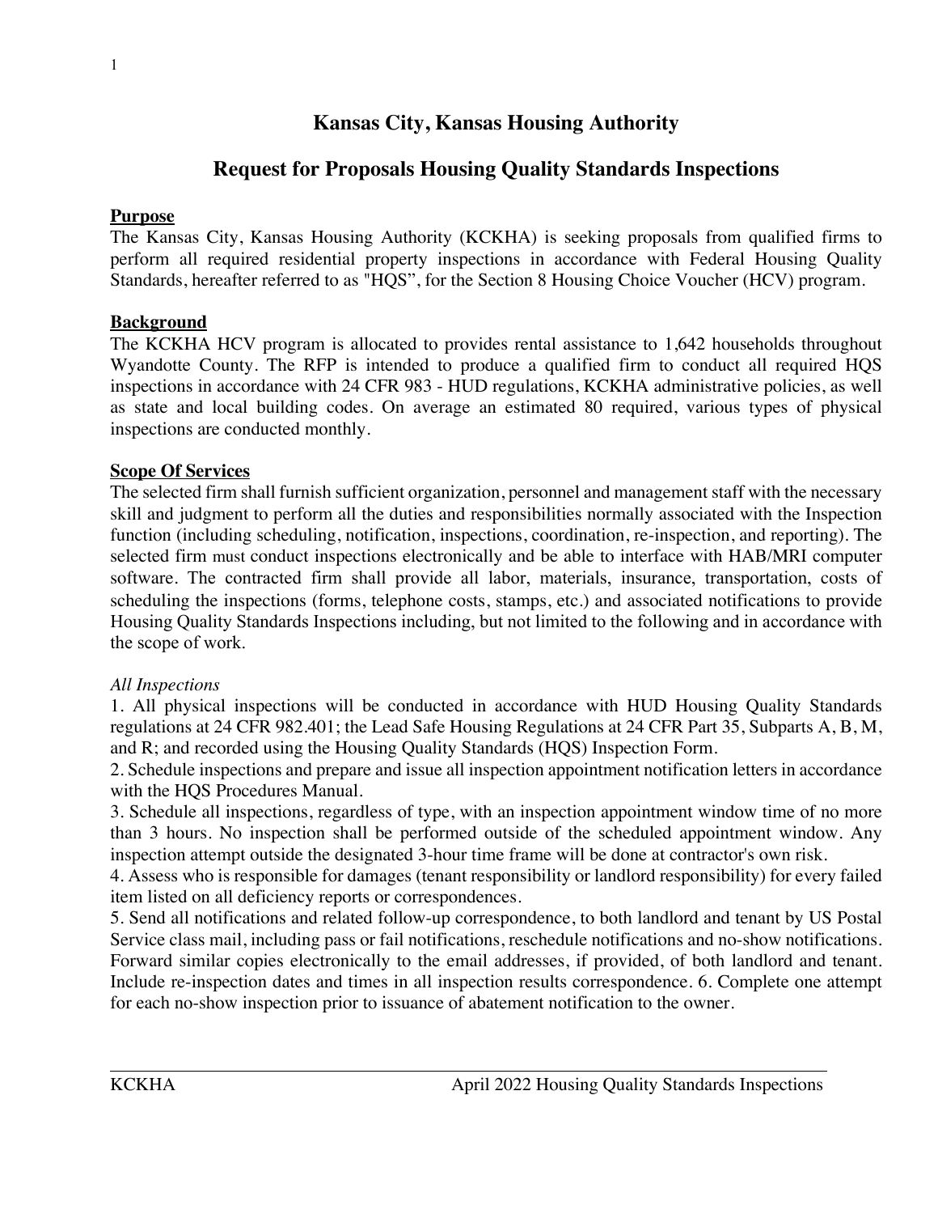# Kansas City, Kansas Housing Authority

## Request for Proposals Housing Quality Standards Inspections

**Purpose**

The Kansas City, Kansas Housing Authority (KCKHA) is seeking proposals from qualified firms to perform all required residential property inspections in accordance with Federal Housing Quality Standards, hereafter referred to as "HQS", for the Section 8 Housing Choice Voucher (HCV) program.

**Background**

The KCKHA HCV program is allocated to provides rental assistance to 1,642 households throughout Wyandotte County. The RFP is intended to produce a qualified firm to conduct all required HQS inspections in accordance with 24 CFR 983 - HUD regulations, KCKHA administrative policies, as well as state and local building codes. On average an estimated 80 required, various types of physical inspections are conducted monthly.

**Scope Of Services**

The selected firm shall furnish sufficient organization, personnel and management staff with the necessary skill and judgment to perform all the duties and responsibilities normally associated with the Inspection function (including scheduling, notification, inspections, coordination, re-inspection, and reporting). The selected firm must conduct inspections electronically and be able to interface with HAB/MRI computer software. The contracted firm shall provide all labor, materials, insurance, transportation, costs of scheduling the inspections (forms, telephone costs, stamps, etc.) and associated notifications to provide Housing Quality Standards Inspections including, but not limited to the following and in accordance with the scope of work.

*All Inspections*

1. All physical inspections will be conducted in accordance with HUD Housing Quality Standards regulations at 24 CFR 982.401; the Lead Safe Housing Regulations at 24 CFR Part 35, Subparts A, B, M, and R; and recorded using the Housing Quality Standards (HQS) Inspection Form.
2. Schedule inspections and prepare and issue all inspection appointment notification letters in accordance with the HQS Procedures Manual.
3. Schedule all inspections, regardless of type, with an inspection appointment window time of no more than 3 hours. No inspection shall be performed outside of the scheduled appointment window. Any inspection attempt outside the designated 3-hour time frame will be done at contractor's own risk.
4. Assess who is responsible for damages (tenant responsibility or landlord responsibility) for every failed item listed on all deficiency reports or correspondences.
5. Send all notifications and related follow-up correspondence, to both landlord and tenant by US Postal Service class mail, including pass or fail notifications, reschedule notifications and no-show notifications. Forward similar copies electronically to the email addresses, if provided, of both landlord and tenant. Include re-inspection dates and times in all inspection results correspondence.
6. Complete one attempt for each no-show inspection prior to issuance of abatement notification to the owner.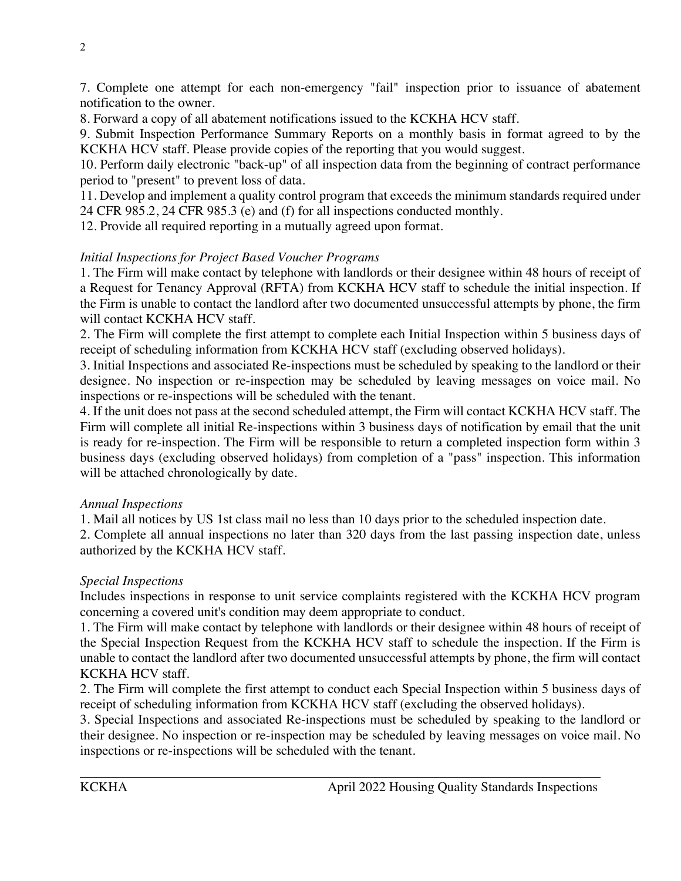7. Complete one attempt for each non-emergency "fail" inspection prior to issuance of abatement notification to the owner.
8. Forward a copy of all abatement notifications issued to the KCKHA HCV staff.
9. Submit Inspection Performance Summary Reports on a monthly basis in format agreed to by the KCKHA HCV staff. Please provide copies of the reporting that you would suggest.
10. Perform daily electronic "back-up" of all inspection data from the beginning of contract performance period to "present" to prevent loss of data.
11. Develop and implement a quality control program that exceeds the minimum standards required under 24 CFR 985.2, 24 CFR 985.3 (e) and (f) for all inspections conducted monthly.
12. Provide all required reporting in a mutually agreed upon format.

*Initial Inspections for Project Based Voucher Programs*

1. The Firm will make contact by telephone with landlords or their designee within 48 hours of receipt of a Request for Tenancy Approval (RFTA) from KCKHA HCV staff to schedule the initial inspection. If the Firm is unable to contact the landlord after two documented unsuccessful attempts by phone, the firm will contact KCKHA HCV staff.
2. The Firm will complete the first attempt to complete each Initial Inspection within 5 business days of receipt of scheduling information from KCKHA HCV staff (excluding observed holidays).
3. Initial Inspections and associated Re-inspections must be scheduled by speaking to the landlord or their designee. No inspection or re-inspection may be scheduled by leaving messages on voice mail. No inspections or re-inspections will be scheduled with the tenant.
4. If the unit does not pass at the second scheduled attempt, the Firm will contact KCKHA HCV staff. The Firm will complete all initial Re-inspections within 3 business days of notification by email that the unit is ready for re-inspection. The Firm will be responsible to return a completed inspection form within 3 business days (excluding observed holidays) from completion of a "pass" inspection. This information will be attached chronologically by date.

*Annual Inspections*

1. Mail all notices by US 1st class mail no less than 10 days prior to the scheduled inspection date.
2. Complete all annual inspections no later than 320 days from the last passing inspection date, unless authorized by the KCKHA HCV staff.

*Special Inspections*

Includes inspections in response to unit service complaints registered with the KCKHA HCV program concerning a covered unit's condition may deem appropriate to conduct.

1. The Firm will make contact by telephone with landlords or their designee within 48 hours of receipt of the Special Inspection Request from the KCKHA HCV staff to schedule the inspection. If the Firm is unable to contact the landlord after two documented unsuccessful attempts by phone, the firm will contact KCKHA HCV staff.
2. The Firm will complete the first attempt to conduct each Special Inspection within 5 business days of receipt of scheduling information from KCKHA HCV staff (excluding the observed holidays).
3. Special Inspections and associated Re-inspections must be scheduled by speaking to the landlord or their designee. No inspection or re-inspection may be scheduled by leaving messages on voice mail. No inspections or re-inspections will be scheduled with the tenant.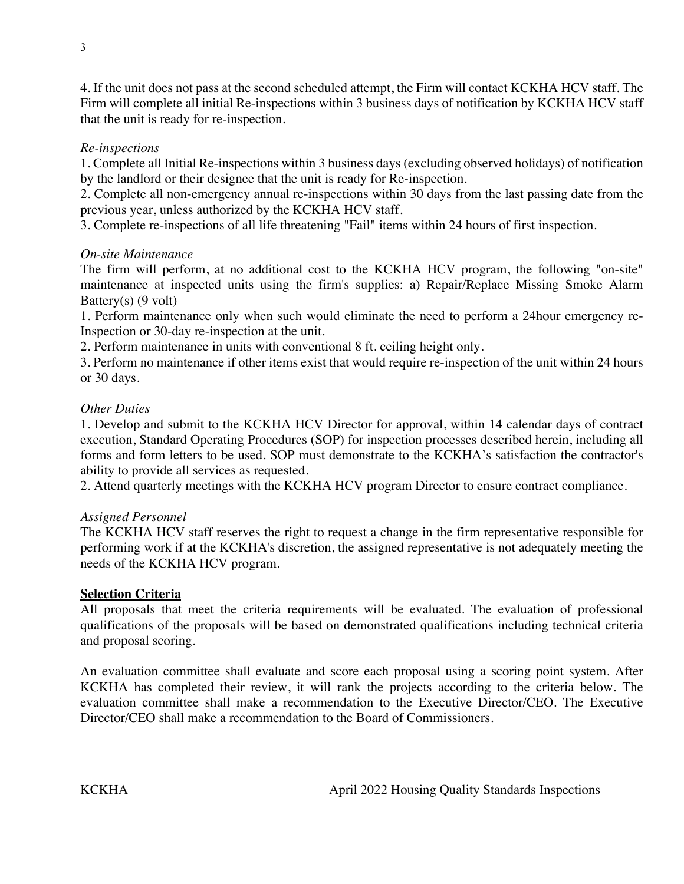4. If the unit does not pass at the second scheduled attempt, the Firm will contact KCKHA HCV staff. The Firm will complete all initial Re-inspections within 3 business days of notification by KCKHA HCV staff that the unit is ready for re-inspection.

*Re-inspections*

1. Complete all Initial Re-inspections within 3 business days (excluding observed holidays) of notification by the landlord or their designee that the unit is ready for Re-inspection.
2. Complete all non-emergency annual re-inspections within 30 days from the last passing date from the previous year, unless authorized by the KCKHA HCV staff.
3. Complete re-inspections of all life threatening "Fail" items within 24 hours of first inspection.

*On-site Maintenance*

The firm will perform, at no additional cost to the KCKHA HCV program, the following "on-site" maintenance at inspected units using the firm's supplies: a) Repair/Replace Missing Smoke Alarm Battery(s) (9 volt)

1. Perform maintenance only when such would eliminate the need to perform a 24hour emergency re-Inspection or 30-day re-inspection at the unit.
2. Perform maintenance in units with conventional 8 ft. ceiling height only.
3. Perform no maintenance if other items exist that would require re-inspection of the unit within 24 hours or 30 days.

*Other Duties*

1. Develop and submit to the KCKHA HCV Director for approval, within 14 calendar days of contract execution, Standard Operating Procedures (SOP) for inspection processes described herein, including all forms and form letters to be used. SOP must demonstrate to the KCKHA's satisfaction the contractor's ability to provide all services as requested.
2. Attend quarterly meetings with the KCKHA HCV program Director to ensure contract compliance.

*Assigned Personnel*

The KCKHA HCV staff reserves the right to request a change in the firm representative responsible for performing work if at the KCKHA's discretion, the assigned representative is not adequately meeting the needs of the KCKHA HCV program.

## Selection Criteria

All proposals that meet the criteria requirements will be evaluated. The evaluation of professional qualifications of the proposals will be based on demonstrated qualifications including technical criteria and proposal scoring.

An evaluation committee shall evaluate and score each proposal using a scoring point system. After KCKHA has completed their review, it will rank the projects according to the criteria below. The evaluation committee shall make a recommendation to the Executive Director/CEO. The Executive Director/CEO shall make a recommendation to the Board of Commissioners.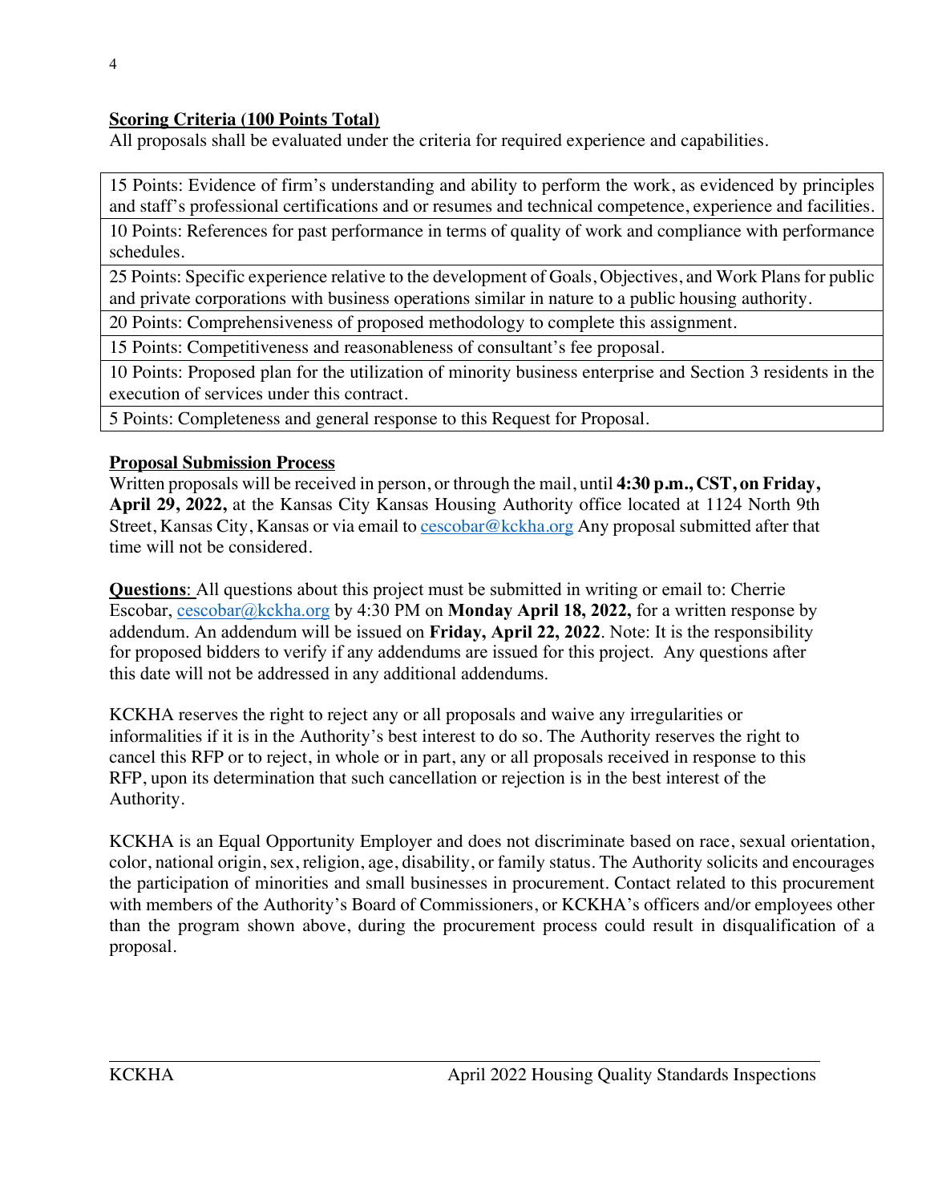**Scoring Criteria (100 Points Total)**

All proposals shall be evaluated under the criteria for required experience and capabilities.

| |
|---|
| 15 Points: Evidence of firm's understanding and ability to perform the work, as evidenced by principles and staff's professional certifications and or resumes and technical competence, experience and facilities. |
| 10 Points: References for past performance in terms of quality of work and compliance with performance schedules. |
| 25 Points: Specific experience relative to the development of Goals, Objectives, and Work Plans for public and private corporations with business operations similar in nature to a public housing authority. |
| 20 Points: Comprehensiveness of proposed methodology to complete this assignment. |
| 15 Points: Competitiveness and reasonableness of consultant's fee proposal. |
| 10 Points: Proposed plan for the utilization of minority business enterprise and Section 3 residents in the execution of services under this contract. |
| 5 Points: Completeness and general response to this Request for Proposal. |

**Proposal Submission Process**

Written proposals will be received in person, or through the mail, until **4:30 p.m., CST, on Friday, April 29, 2022,** at the Kansas City Kansas Housing Authority office located at 1124 North 9th Street, Kansas City, Kansas or via email to cescobar@kckha.org Any proposal submitted after that time will not be considered.

**Questions**: All questions about this project must be submitted in writing or email to: Cherrie Escobar, cescobar@kckha.org by 4:30 PM on **Monday April 18, 2022,** for a written response by addendum. An addendum will be issued on **Friday, April 22, 2022**. Note: It is the responsibility for proposed bidders to verify if any addendums are issued for this project. Any questions after this date will not be addressed in any additional addendums.

KCKHA reserves the right to reject any or all proposals and waive any irregularities or informalities if it is in the Authority's best interest to do so. The Authority reserves the right to cancel this RFP or to reject, in whole or in part, any or all proposals received in response to this RFP, upon its determination that such cancellation or rejection is in the best interest of the Authority.

KCKHA is an Equal Opportunity Employer and does not discriminate based on race, sexual orientation, color, national origin, sex, religion, age, disability, or family status. The Authority solicits and encourages the participation of minorities and small businesses in procurement. Contact related to this procurement with members of the Authority's Board of Commissioners, or KCKHA's officers and/or employees other than the program shown above, during the procurement process could result in disqualification of a proposal.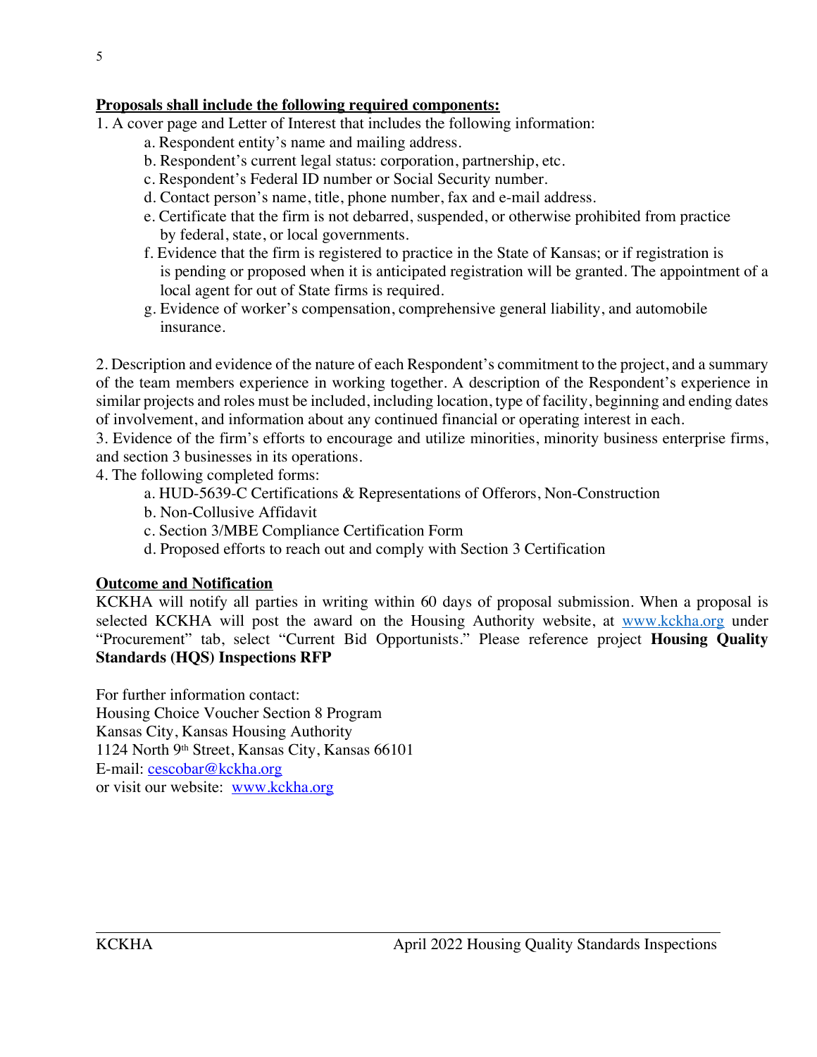**Proposals shall include the following required components:**

1. A cover page and Letter of Interest that includes the following information:
    a. Respondent entity's name and mailing address.
    b. Respondent's current legal status: corporation, partnership, etc.
    c. Respondent's Federal ID number or Social Security number.
    d. Contact person's name, title, phone number, fax and e-mail address.
    e. Certificate that the firm is not debarred, suspended, or otherwise prohibited from practice by federal, state, or local governments.
    f. Evidence that the firm is registered to practice in the State of Kansas; or if registration is is pending or proposed when it is anticipated registration will be granted. The appointment of a local agent for out of State firms is required.
    g. Evidence of worker's compensation, comprehensive general liability, and automobile insurance.

2. Description and evidence of the nature of each Respondent's commitment to the project, and a summary of the team members experience in working together. A description of the Respondent's experience in similar projects and roles must be included, including location, type of facility, beginning and ending dates of involvement, and information about any continued financial or operating interest in each.
3. Evidence of the firm's efforts to encourage and utilize minorities, minority business enterprise firms, and section 3 businesses in its operations.
4. The following completed forms:
    a. HUD-5639-C Certifications & Representations of Offerors, Non-Construction
    b. Non-Collusive Affidavit
    c. Section 3/MBE Compliance Certification Form
    d. Proposed efforts to reach out and comply with Section 3 Certification

**Outcome and Notification**

KCKHA will notify all parties in writing within 60 days of proposal submission. When a proposal is selected KCKHA will post the award on the Housing Authority website, at www.kckha.org under "Procurement" tab, select "Current Bid Opportunists." Please reference project **Housing Quality Standards (HQS) Inspections RFP**

For further information contact:
Housing Choice Voucher Section 8 Program
Kansas City, Kansas Housing Authority
1124 North 9th Street, Kansas City, Kansas 66101
E-mail: cescobar@kckha.org
or visit our website: www.kckha.org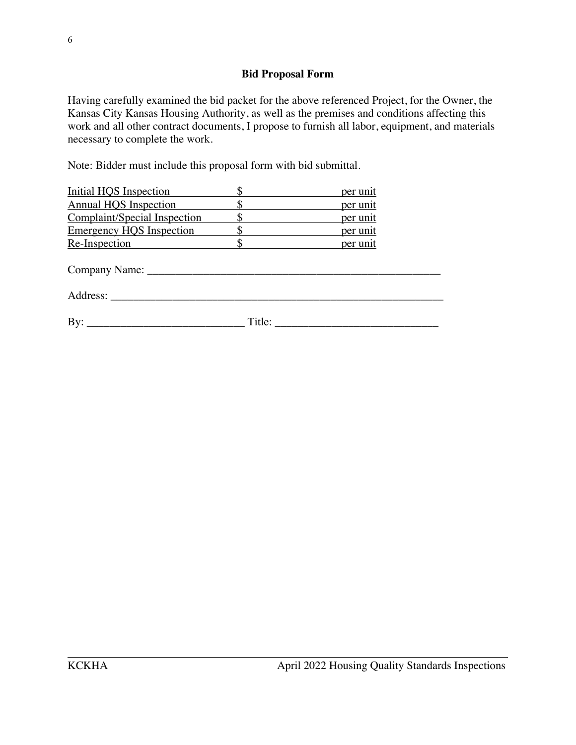**Bid Proposal Form**

Having carefully examined the bid packet for the above referenced Project, for the Owner, the Kansas City Kansas Housing Authority, as well as the premises and conditions affecting this work and all other contract documents, I propose to furnish all labor, equipment, and materials necessary to complete the work.

Note: Bidder must include this proposal form with bid submittal.

| | | |
|---|---|---|
| Initial HQS Inspection | $ | per unit |
| Annual HQS Inspection | $ | per unit |
| Complaint/Special Inspection | $ | per unit |
| Emergency HQS Inspection | $ | per unit |
| Re-Inspection | $ | per unit |

Company Name: ______________________________________________________

Address: ____________________________________________________________

By: ____________________________ Title: _____________________________